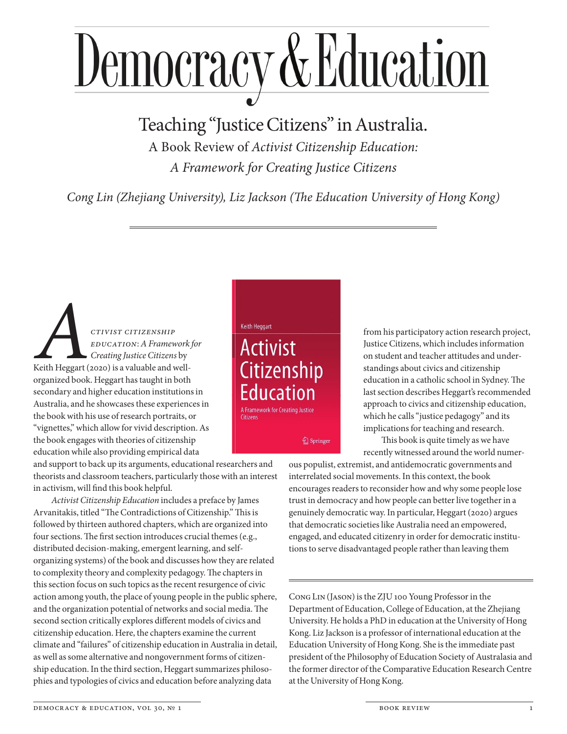# Democracy & Education

## Teaching "Justice Citizens" in Australia.

### A Book Review of *Activist Citizenship Education: A Framework for Creating Justice Citizens*

*Cong Lin (Zhejiang University), Liz Jackson (The Education University of Hong Kong)*

---

*Activist Citizenship Education*: *A Framework for Creating Justice Citizens* by Keith Heggart (2020) is a valuable and well-organized book. Heggart has taught in both secondary and higher education institutions in Australia, and he showcases these experiences in the book with his use of research portraits, or "vignettes," which allow for vivid description. As the book engages with theories of citizenship education while also providing empirical data and support to back up its arguments, educational researchers and theorists and classroom teachers, particularly those with an interest in activism, will find this book helpful.

*Activist Citizenship Education* includes a preface by James Arvanitakis, titled "The Contradictions of Citizenship." This is followed by thirteen authored chapters, which are organized into four sections. The first section introduces crucial themes (e.g., distributed decision-making, emergent learning, and self-organizing systems) of the book and discusses how they are related to complexity theory and complexity pedagogy. The chapters in this section focus on such topics as the recent resurgence of civic action among youth, the place of young people in the public sphere, and the organization potential of networks and social media. The second section critically explores different models of civics and citizenship education. Here, the chapters examine the current climate and "failures" of citizenship education in Australia in detail, as well as some alternative and nongovernment forms of citizenship education. In the third section, Heggart summarizes philosophies and typologies of civics and education before analyzing data from his participatory action research project, Justice Citizens, which includes information on student and teacher attitudes and understandings about civics and citizenship education in a catholic school in Sydney. The last section describes Heggart's recommended approach to civics and citizenship education, which he calls "justice pedagogy" and its implications for teaching and research.

This book is quite timely as we have recently witnessed around the world numerous populist, extremist, and antidemocratic governments and interrelated social movements. In this context, the book encourages readers to reconsider how and why some people lose trust in democracy and how people can better live together in a genuinely democratic way. In particular, Heggart (2020) argues that democratic societies like Australia need an empowered, engaged, and educated citizenry in order for democratic institutions to serve disadvantaged people rather than leaving them

---

Cong Lin (Jason) is the ZJU 100 Young Professor in the Department of Education, College of Education, at the Zhejiang University. He holds a PhD in education at the University of Hong Kong. Liz Jackson is a professor of international education at the Education University of Hong Kong. She is the immediate past president of the Philosophy of Education Society of Australasia and the former director of the Comparative Education Research Centre at the University of Hong Kong.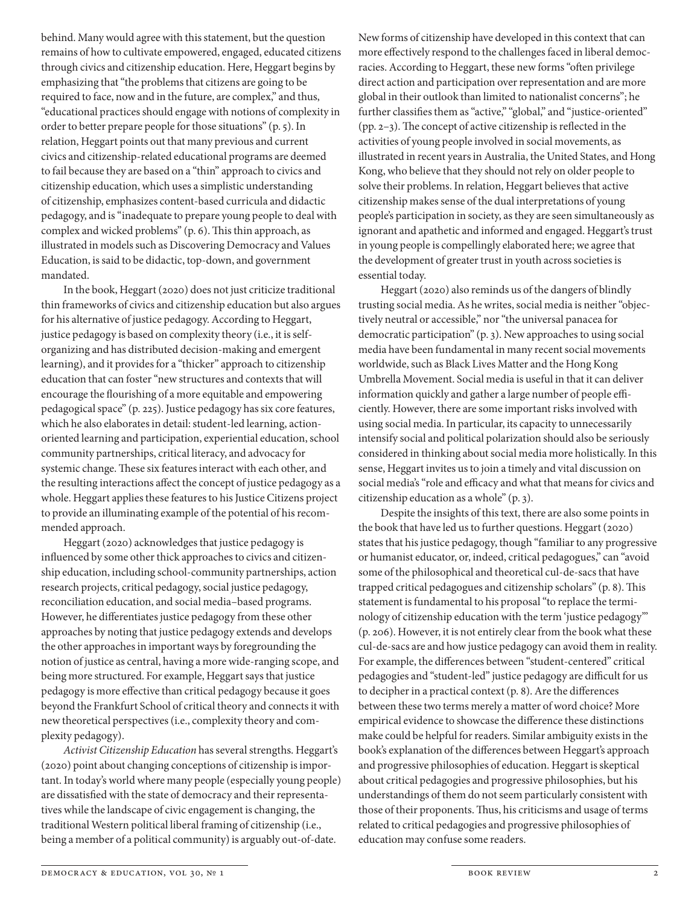behind. Many would agree with this statement, but the question remains of how to cultivate empowered, engaged, educated citizens through civics and citizenship education. Here, Heggart begins by emphasizing that "the problems that citizens are going to be required to face, now and in the future, are complex," and thus, "educational practices should engage with notions of complexity in order to better prepare people for those situations" (p. 5). In relation, Heggart points out that many previous and current civics and citizenship-related educational programs are deemed to fail because they are based on a "thin" approach to civics and citizenship education, which uses a simplistic understanding of citizenship, emphasizes content-based curricula and didactic pedagogy, and is "inadequate to prepare young people to deal with complex and wicked problems" (p. 6). This thin approach, as illustrated in models such as Discovering Democracy and Values Education, is said to be didactic, top-down, and government mandated.

In the book, Heggart (2020) does not just criticize traditional thin frameworks of civics and citizenship education but also argues for his alternative of justice pedagogy. According to Heggart, justice pedagogy is based on complexity theory (i.e., it is self-organizing and has distributed decision-making and emergent learning), and it provides for a "thicker" approach to citizenship education that can foster "new structures and contexts that will encourage the flourishing of a more equitable and empowering pedagogical space" (p. 225). Justice pedagogy has six core features, which he also elaborates in detail: student-led learning, action-oriented learning and participation, experiential education, school community partnerships, critical literacy, and advocacy for systemic change. These six features interact with each other, and the resulting interactions affect the concept of justice pedagogy as a whole. Heggart applies these features to his Justice Citizens project to provide an illuminating example of the potential of his recommended approach.

Heggart (2020) acknowledges that justice pedagogy is influenced by some other thick approaches to civics and citizenship education, including school-community partnerships, action research projects, critical pedagogy, social justice pedagogy, reconciliation education, and social media–based programs. However, he differentiates justice pedagogy from these other approaches by noting that justice pedagogy extends and develops the other approaches in important ways by foregrounding the notion of justice as central, having a more wide-ranging scope, and being more structured. For example, Heggart says that justice pedagogy is more effective than critical pedagogy because it goes beyond the Frankfurt School of critical theory and connects it with new theoretical perspectives (i.e., complexity theory and complexity pedagogy).

*Activist Citizenship Education* has several strengths. Heggart's (2020) point about changing conceptions of citizenship is important. In today's world where many people (especially young people) are dissatisfied with the state of democracy and their representatives while the landscape of civic engagement is changing, the traditional Western political liberal framing of citizenship (i.e., being a member of a political community) is arguably out-of-date. New forms of citizenship have developed in this context that can more effectively respond to the challenges faced in liberal democracies. According to Heggart, these new forms "often privilege direct action and participation over representation and are more global in their outlook than limited to nationalist concerns"; he further classifies them as "active," "global," and "justice-oriented" (pp. 2–3). The concept of active citizenship is reflected in the activities of young people involved in social movements, as illustrated in recent years in Australia, the United States, and Hong Kong, who believe that they should not rely on older people to solve their problems. In relation, Heggart believes that active citizenship makes sense of the dual interpretations of young people's participation in society, as they are seen simultaneously as ignorant and apathetic and informed and engaged. Heggart's trust in young people is compellingly elaborated here; we agree that the development of greater trust in youth across societies is essential today.

Heggart (2020) also reminds us of the dangers of blindly trusting social media. As he writes, social media is neither "objectively neutral or accessible," nor "the universal panacea for democratic participation" (p. 3). New approaches to using social media have been fundamental in many recent social movements worldwide, such as Black Lives Matter and the Hong Kong Umbrella Movement. Social media is useful in that it can deliver information quickly and gather a large number of people efficiently. However, there are some important risks involved with using social media. In particular, its capacity to unnecessarily intensify social and political polarization should also be seriously considered in thinking about social media more holistically. In this sense, Heggart invites us to join a timely and vital discussion on social media's "role and efficacy and what that means for civics and citizenship education as a whole" (p. 3).

Despite the insights of this text, there are also some points in the book that have led us to further questions. Heggart (2020) states that his justice pedagogy, though "familiar to any progressive or humanist educator, or, indeed, critical pedagogues," can "avoid some of the philosophical and theoretical cul-de-sacs that have trapped critical pedagogues and citizenship scholars" (p. 8). This statement is fundamental to his proposal "to replace the terminology of citizenship education with the term 'justice pedagogy'" (p. 206). However, it is not entirely clear from the book what these cul-de-sacs are and how justice pedagogy can avoid them in reality. For example, the differences between "student-centered" critical pedagogies and "student-led" justice pedagogy are difficult for us to decipher in a practical context (p. 8). Are the differences between these two terms merely a matter of word choice? More empirical evidence to showcase the difference these distinctions make could be helpful for readers. Similar ambiguity exists in the book's explanation of the differences between Heggart's approach and progressive philosophies of education. Heggart is skeptical about critical pedagogies and progressive philosophies, but his understandings of them do not seem particularly consistent with those of their proponents. Thus, his criticisms and usage of terms related to critical pedagogies and progressive philosophies of education may confuse some readers.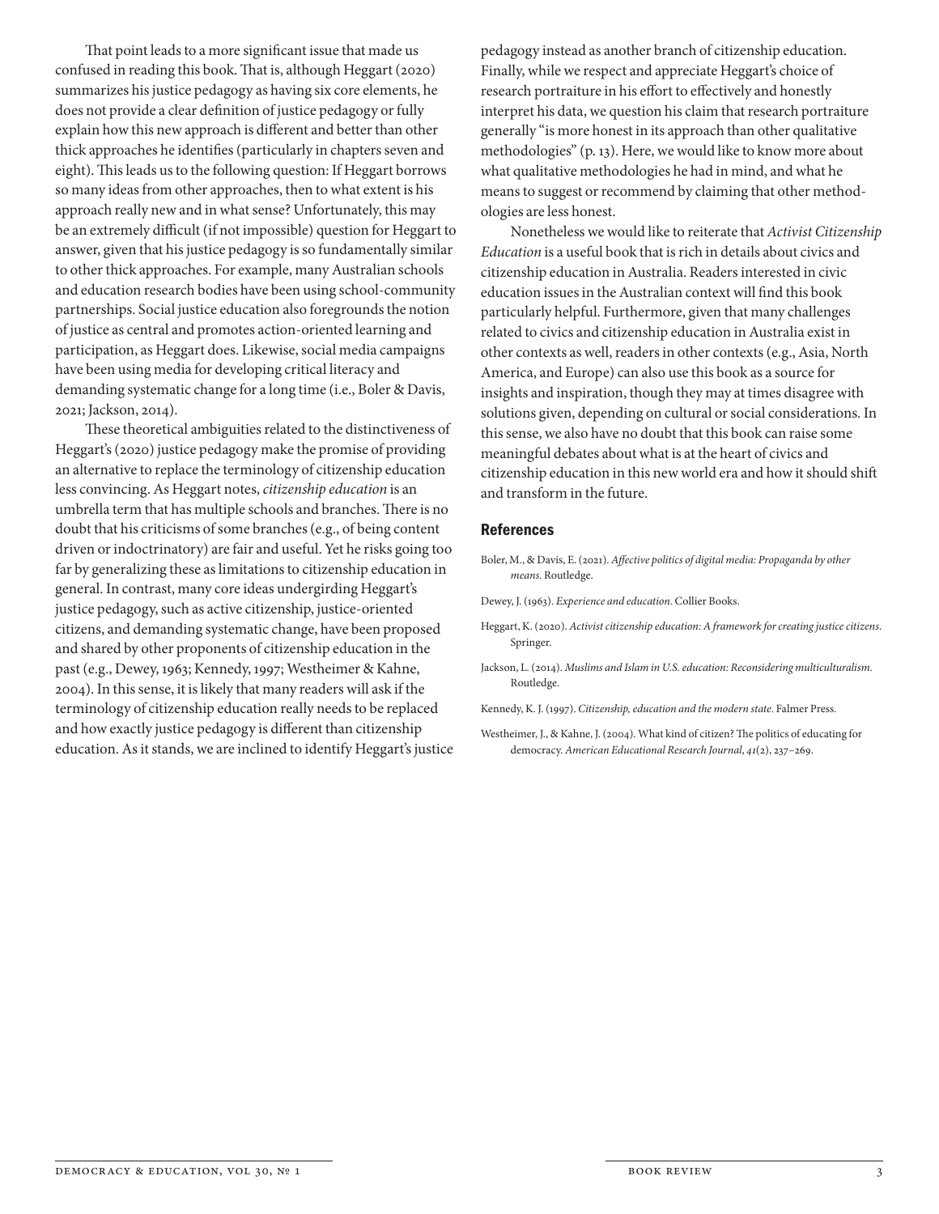That point leads to a more significant issue that made us confused in reading this book. That is, although Heggart (2020) summarizes his justice pedagogy as having six core elements, he does not provide a clear definition of justice pedagogy or fully explain how this new approach is different and better than other thick approaches he identifies (particularly in chapters seven and eight). This leads us to the following question: If Heggart borrows so many ideas from other approaches, then to what extent is his approach really new and in what sense? Unfortunately, this may be an extremely difficult (if not impossible) question for Heggart to answer, given that his justice pedagogy is so fundamentally similar to other thick approaches. For example, many Australian schools and education research bodies have been using school-community partnerships. Social justice education also foregrounds the notion of justice as central and promotes action-oriented learning and participation, as Heggart does. Likewise, social media campaigns have been using media for developing critical literacy and demanding systematic change for a long time (i.e., Boler & Davis, 2021; Jackson, 2014).

These theoretical ambiguities related to the distinctiveness of Heggart's (2020) justice pedagogy make the promise of providing an alternative to replace the terminology of citizenship education less convincing. As Heggart notes, *citizenship education* is an umbrella term that has multiple schools and branches. There is no doubt that his criticisms of some branches (e.g., of being content driven or indoctrinatory) are fair and useful. Yet he risks going too far by generalizing these as limitations to citizenship education in general. In contrast, many core ideas undergirding Heggart's justice pedagogy, such as active citizenship, justice-oriented citizens, and demanding systematic change, have been proposed and shared by other proponents of citizenship education in the past (e.g., Dewey, 1963; Kennedy, 1997; Westheimer & Kahne, 2004). In this sense, it is likely that many readers will ask if the terminology of citizenship education really needs to be replaced and how exactly justice pedagogy is different than citizenship education. As it stands, we are inclined to identify Heggart's justice pedagogy instead as another branch of citizenship education. Finally, while we respect and appreciate Heggart's choice of research portraiture in his effort to effectively and honestly interpret his data, we question his claim that research portraiture generally "is more honest in its approach than other qualitative methodologies" (p. 13). Here, we would like to know more about what qualitative methodologies he had in mind, and what he means to suggest or recommend by claiming that other methodologies are less honest.

Nonetheless we would like to reiterate that *Activist Citizenship Education* is a useful book that is rich in details about civics and citizenship education in Australia. Readers interested in civic education issues in the Australian context will find this book particularly helpful. Furthermore, given that many challenges related to civics and citizenship education in Australia exist in other contexts as well, readers in other contexts (e.g., Asia, North America, and Europe) can also use this book as a source for insights and inspiration, though they may at times disagree with solutions given, depending on cultural or social considerations. In this sense, we also have no doubt that this book can raise some meaningful debates about what is at the heart of civics and citizenship education in this new world era and how it should shift and transform in the future.

## References

Boler, M., & Davis, E. (2021). *Affective politics of digital media: Propaganda by other means*. Routledge.

Dewey, J. (1963). *Experience and education*. Collier Books.

Heggart, K. (2020). *Activist citizenship education: A framework for creating justice citizens*. Springer.

Jackson, L. (2014). *Muslims and Islam in U.S. education: Reconsidering multiculturalism*. Routledge.

Kennedy, K. J. (1997). *Citizenship, education and the modern state*. Falmer Press.

Westheimer, J., & Kahne, J. (2004). What kind of citizen? The politics of educating for democracy. *American Educational Research Journal*, *41*(2), 237–269.